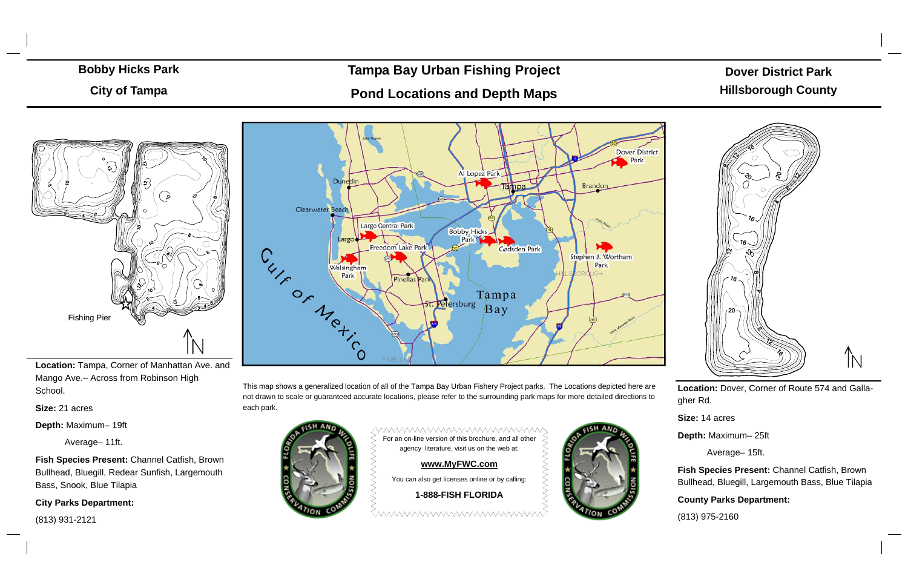# Tampa Bay Urban Fishing Project

## Pond Locations and Depth Maps

## Bobby Hicks Park

### City of Tampa

Fishing Pier

**Location:** Tampa, Corner of Manhattan Ave. and Mango Ave.– Across from Robinson High School.

**Size:** 21 acres

**Depth:** Maximum– 19ft

Average– 11ft.

**Fish Species Present:** Channel Catfish, Brown Bullhead, Bluegill, Redear Sunfish, Largemouth Bass, Snook, Blue Tilapia

**City Parks Department:**

(813) 931-2121

This map shows a generalized location of all of the Tampa Bay Urban Fishery Project parks. The Locations depicted here are not drawn to scale or guaranteed accurate locations, please refer to the surrounding park maps for more detailed directions to each park.

For an on-line version of this brochure, and all other agency literature, visit us on the web at:

**www.MyFWC.com**

You can also get licenses online or by calling:

**1-888-FISH FLORIDA**

## Dover District Park

### Hillsborough County

**Location:** Dover, Corner of Route 574 and Gallagher Rd.

**Size:** 14 acres

**Depth:** Maximum– 25ft

Average– 15ft.

**Fish Species Present:** Channel Catfish, Brown Bullhead, Bluegill, Largemouth Bass, Blue Tilapia

**County Parks Department:**

(813) 975-2160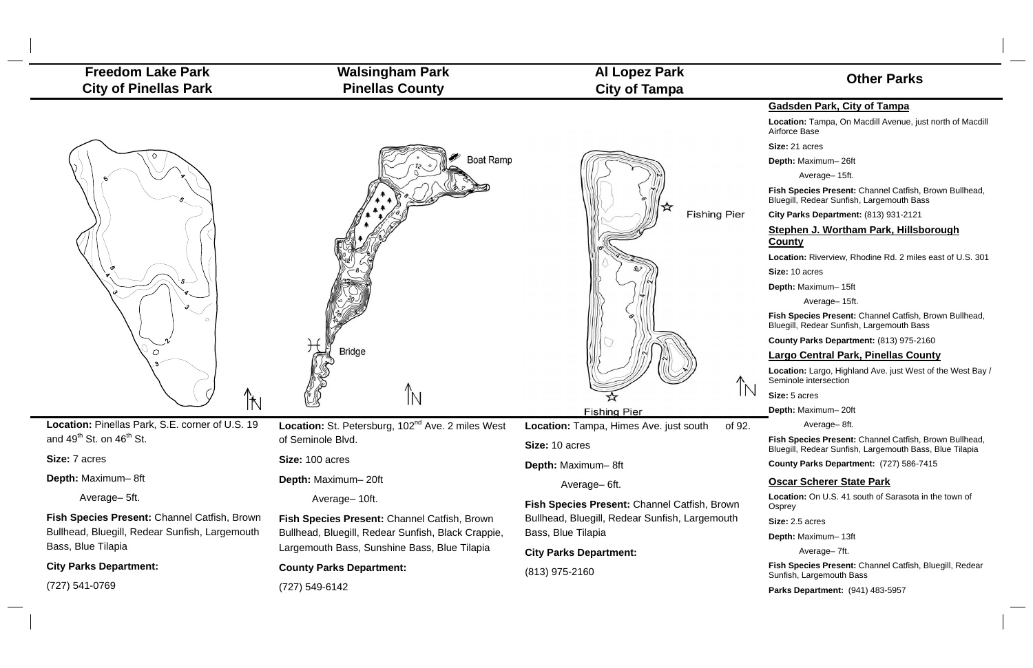## Freedom Lake Park
### City of Pinellas Park

**Location:** Pinellas Park, S.E. corner of U.S. 19 and 49th St. on 46th St.

**Size:** 7 acres

**Depth:** Maximum– 8ft

Average– 5ft.

**Fish Species Present:** Channel Catfish, Brown Bullhead, Bluegill, Redear Sunfish, Largemouth Bass, Blue Tilapia

**City Parks Department:**

(727) 541-0769

## Walsingham Park
### Pinellas County

Boat Ramp

Bridge

**Location:** St. Petersburg, 102nd Ave. 2 miles West of Seminole Blvd.

**Size:** 100 acres

**Depth:** Maximum– 20ft

Average– 10ft.

**Fish Species Present:** Channel Catfish, Brown Bullhead, Bluegill, Redear Sunfish, Black Crappie, Largemouth Bass, Sunshine Bass, Blue Tilapia

**County Parks Department:**

(727) 549-6142

## Al Lopez Park
### City of Tampa

Fishing Pier

Fishing Pier

**Location:** Tampa, Himes Ave. just south of 92.

**Size:** 10 acres

**Depth:** Maximum– 8ft

Average– 6ft.

**Fish Species Present:** Channel Catfish, Brown Bullhead, Bluegill, Redear Sunfish, Largemouth Bass, Blue Tilapia

**City Parks Department:**

(813) 975-2160

## Other Parks

### Gadsden Park, City of Tampa

**Location:** Tampa, On Macdill Avenue, just north of Macdill Airforce Base

**Size:** 21 acres

**Depth:** Maximum– 26ft

Average– 15ft.

**Fish Species Present:** Channel Catfish, Brown Bullhead, Bluegill, Redear Sunfish, Largemouth Bass

**City Parks Department:** (813) 931-2121

### Stephen J. Wortham Park, Hillsborough County

**Location:** Riverview, Rhodine Rd. 2 miles east of U.S. 301

**Size:** 10 acres

**Depth:** Maximum– 15ft

Average– 15ft.

**Fish Species Present:** Channel Catfish, Brown Bullhead, Bluegill, Redear Sunfish, Largemouth Bass

**County Parks Department:** (813) 975-2160

### Largo Central Park, Pinellas County

**Location:** Largo, Highland Ave. just West of the West Bay / Seminole intersection

**Size:** 5 acres

**Depth:** Maximum– 20ft

Average– 8ft.

**Fish Species Present:** Channel Catfish, Brown Bullhead, Bluegill, Redear Sunfish, Largemouth Bass, Blue Tilapia

**County Parks Department:** (727) 586-7415

### Oscar Scherer State Park

**Location:** On U.S. 41 south of Sarasota in the town of Osprey

**Size:** 2.5 acres

**Depth:** Maximum– 13ft

Average– 7ft.

**Fish Species Present:** Channel Catfish, Bluegill, Redear Sunfish, Largemouth Bass

**Parks Department:** (941) 483-5957